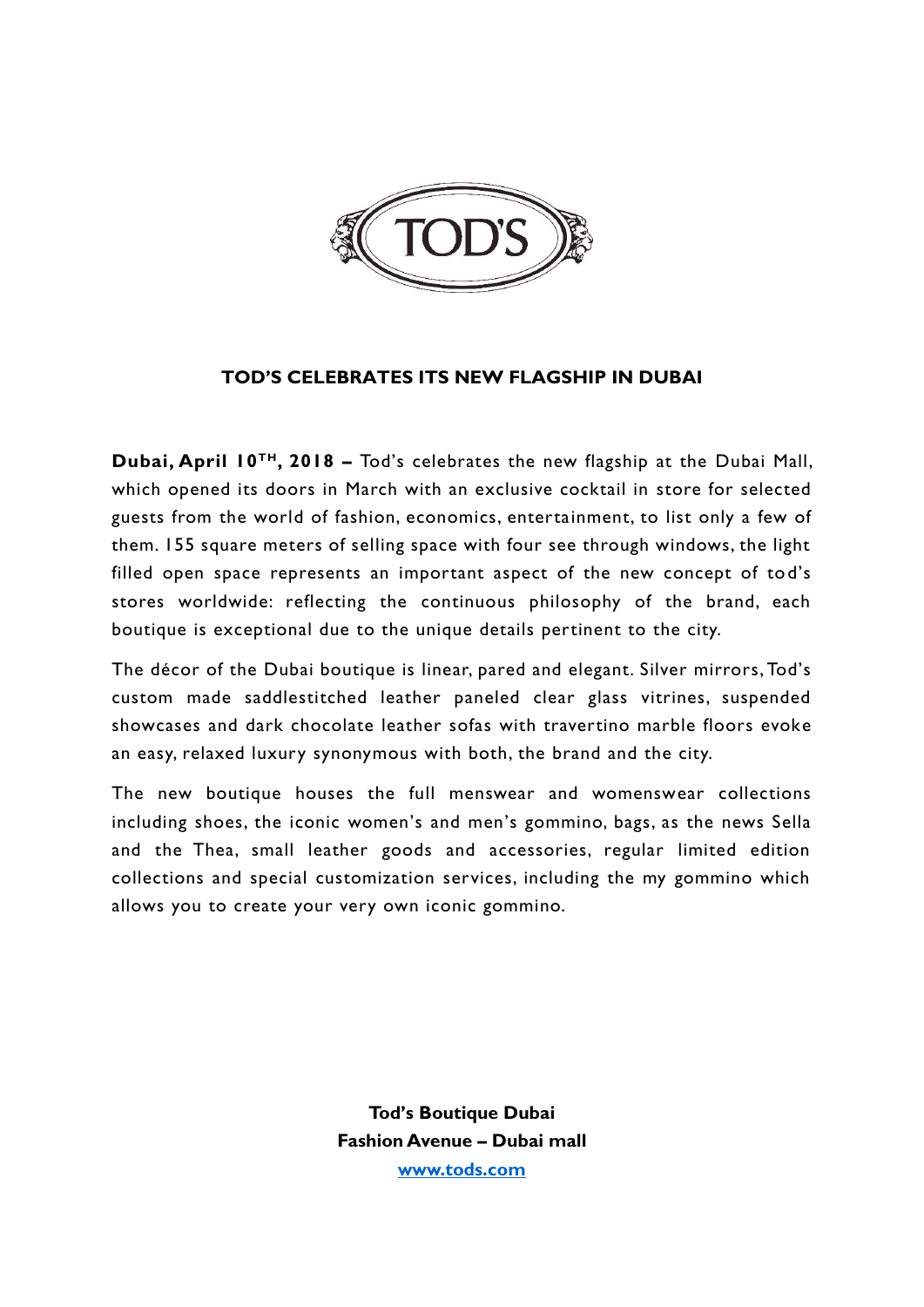TOD'S

# TOD'S CELEBRATES ITS NEW FLAGSHIP IN DUBAI

**Dubai, April 10$^{TH}$, 2018 –** Tod's celebrates the new flagship at the Dubai Mall, which opened its doors in March with an exclusive cocktail in store for selected guests from the world of fashion, economics, entertainment, to list only a few of them. 155 square meters of selling space with four see through windows, the light filled open space represents an important aspect of the new concept of tod's stores worldwide: reflecting the continuous philosophy of the brand, each boutique is exceptional due to the unique details pertinent to the city.

The décor of the Dubai boutique is linear, pared and elegant. Silver mirrors, Tod's custom made saddlestitched leather paneled clear glass vitrines, suspended showcases and dark chocolate leather sofas with travertino marble floors evoke an easy, relaxed luxury synonymous with both, the brand and the city.

The new boutique houses the full menswear and womenswear collections including shoes, the iconic women's and men's gommino, bags, as the news Sella and the Thea, small leather goods and accessories, regular limited edition collections and special customization services, including the my gommino which allows you to create your very own iconic gommino.

**Tod's Boutique Dubai**
**Fashion Avenue – Dubai mall**
**www.tods.com**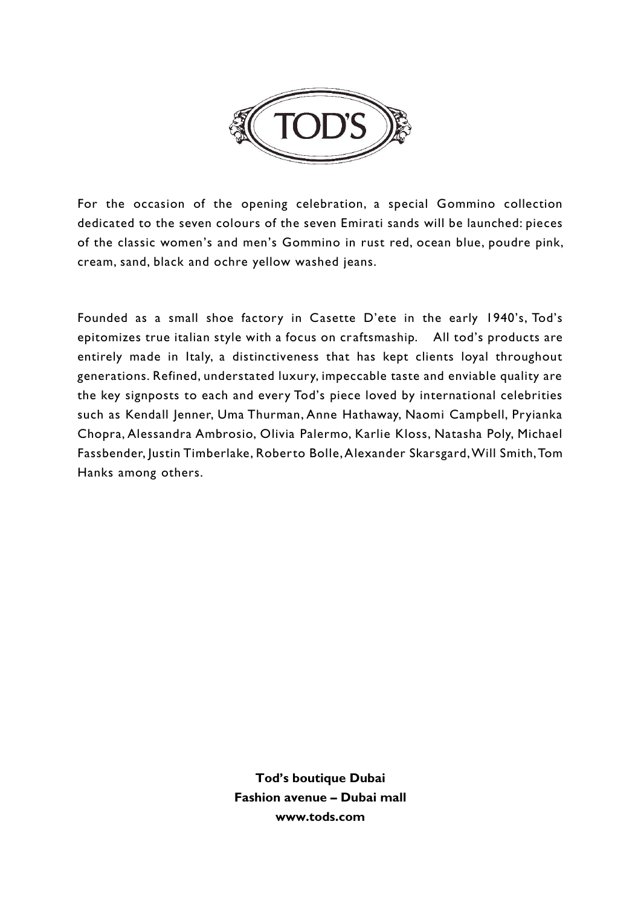For the occasion of the opening celebration, a special Gommino collection dedicated to the seven colours of the seven Emirati sands will be launched: pieces of the classic women's and men's Gommino in rust red, ocean blue, poudre pink, cream, sand, black and ochre yellow washed jeans.

Founded as a small shoe factory in Casette D'ete in the early 1940's, Tod's epitomizes true italian style with a focus on craftsmaship. All tod's products are entirely made in Italy, a distinctiveness that has kept clients loyal throughout generations. Refined, understated luxury, impeccable taste and enviable quality are the key signposts to each and every Tod's piece loved by international celebrities such as Kendall Jenner, Uma Thurman, Anne Hathaway, Naomi Campbell, Pryianka Chopra, Alessandra Ambrosio, Olivia Palermo, Karlie Kloss, Natasha Poly, Michael Fassbender, Justin Timberlake, Roberto Bolle, Alexander Skarsgard, Will Smith, Tom Hanks among others.

**Tod's boutique Dubai**
**Fashion avenue – Dubai mall**
**www.tods.com**